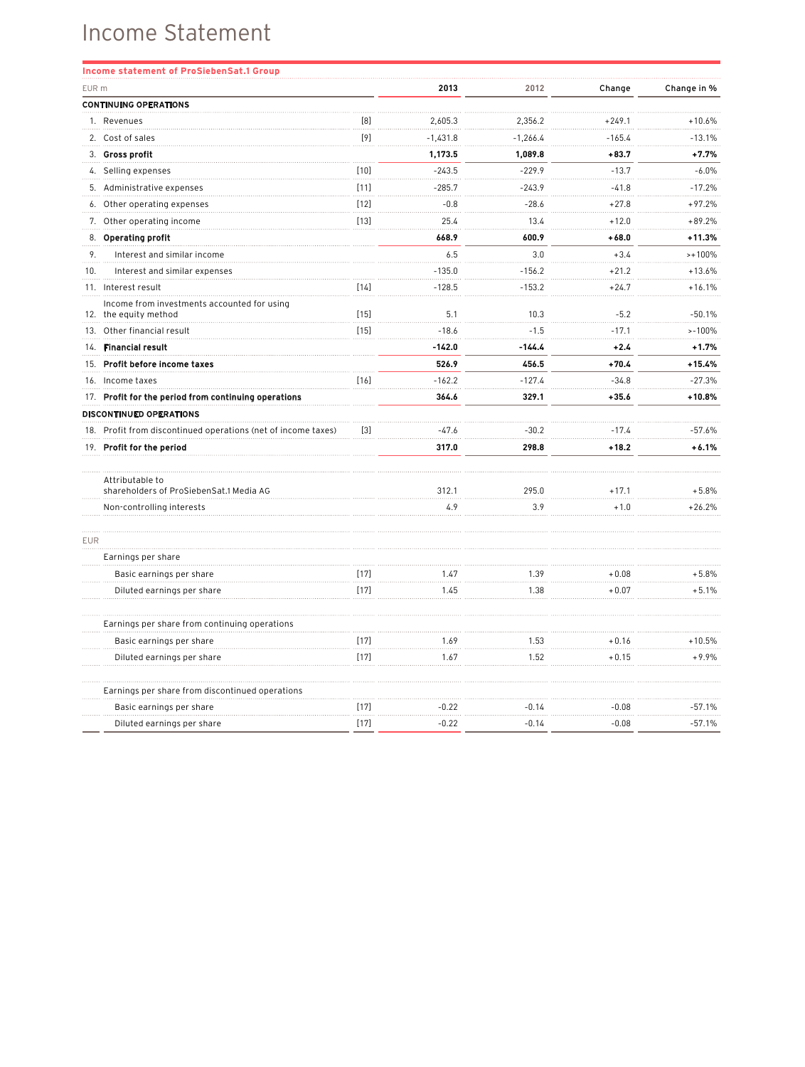# Income Statement

**Income statement of ProSiebenSat.1 Group**

| EUR m | | | 2013 | 2012 | Change | Change in % |
|---|---|---|---|---|---|---|
| **CONTINUING OPERATIONS** | | | | | | |
| 1. | Revenues | [8] | 2,605.3 | 2,356.2 | +249.1 | +10.6% |
| 2. | Cost of sales | [9] | -1,431.8 | -1,266.4 | -165.4 | -13.1% |
| 3. | **Gross profit** | | **1,173.5** | **1,089.8** | **+83.7** | **+7.7%** |
| 4. | Selling expenses | [10] | -243.5 | -229.9 | -13.7 | -6.0% |
| 5. | Administrative expenses | [11] | -285.7 | -243.9 | -41.8 | -17.2% |
| 6. | Other operating expenses | [12] | -0.8 | -28.6 | +27.8 | +97.2% |
| 7. | Other operating income | [13] | 25.4 | 13.4 | +12.0 | +89.2% |
| 8. | **Operating profit** | | **668.9** | **600.9** | **+68.0** | **+11.3%** |
| 9. | Interest and similar income | | 6.5 | 3.0 | +3.4 | >+100% |
| 10. | Interest and similar expenses | | -135.0 | -156.2 | +21.2 | +13.6% |
| 11. | Interest result | [14] | -128.5 | -153.2 | +24.7 | +16.1% |
| 12. | Income from investments accounted for using the equity method | [15] | 5.1 | 10.3 | -5.2 | -50.1% |
| 13. | Other financial result | [15] | -18.6 | -1.5 | -17.1 | >-100% |
| 14. | **Financial result** | | **-142.0** | **-144.4** | **+2.4** | **+1.7%** |
| 15. | **Profit before income taxes** | | **526.9** | **456.5** | **+70.4** | **+15.4%** |
| 16. | Income taxes | [16] | -162.2 | -127.4 | -34.8 | -27.3% |
| 17. | **Profit for the period from continuing operations** | | **364.6** | **329.1** | **+35.6** | **+10.8%** |
| **DISCONTINUED OPERATIONS** | | | | | | |
| 18. | Profit from discontinued operations (net of income taxes) | [3] | -47.6 | -30.2 | -17.4 | -57.6% |
| 19. | **Profit for the period** | | **317.0** | **298.8** | **+18.2** | **+6.1%** |
| | | | | | | |
| | Attributable to shareholders of ProSiebenSat.1 Media AG | | 312.1 | 295.0 | +17.1 | +5.8% |
| | Non-controlling interests | | 4.9 | 3.9 | +1.0 | +26.2% |
| | | | | | | |
| EUR | | | | | | |
| | Earnings per share | | | | | |
| | Basic earnings per share | [17] | 1.47 | 1.39 | +0.08 | +5.8% |
| | Diluted earnings per share | [17] | 1.45 | 1.38 | +0.07 | +5.1% |
| | | | | | | |
| | Earnings per share from continuing operations | | | | | |
| | Basic earnings per share | [17] | 1.69 | 1.53 | +0.16 | +10.5% |
| | Diluted earnings per share | [17] | 1.67 | 1.52 | +0.15 | +9.9% |
| | | | | | | |
| | Earnings per share from discontinued operations | | | | | |
| | Basic earnings per share | [17] | -0.22 | -0.14 | -0.08 | -57.1% |
| | Diluted earnings per share | [17] | -0.22 | -0.14 | -0.08 | -57.1% |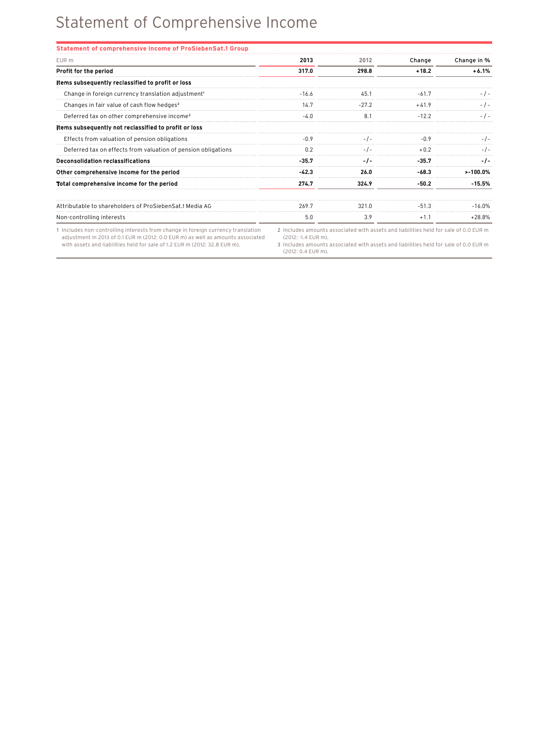# Statement of Comprehensive Income

**Statement of comprehensive income of ProSiebenSat.1 Group**

| EUR m | 2013 | 2012 | Change | Change in % |
|---|---|---|---|---|
| **Profit for the period** | **317.0** | **298.8** | **+18.2** | **+6.1%** |
| **Items subsequently reclassified to profit or loss** | | | | |
| Change in foreign currency translation adjustment[1] | -16.6 | 45.1 | -61.7 | - / - |
| Changes in fair value of cash flow hedges[2] | 14.7 | -27.2 | +41.9 | - / - |
| Deferred tax on other comprehensive income[3] | -4.0 | 8.1 | -12.2 | - / - |
| **Items subsequently not reclassified to profit or loss** | | | | |
| Effects from valuation of pension obligations | -0.9 | - / - | -0.9 | - / - |
| Deferred tax on effects from valuation of pension obligations | 0.2 | - / - | +0.2 | - / - |
| **Deconsolidation reclassifications** | **-35.7** | **- / -** | **-35.7** | **- / -** |
| **Other comprehensive income for the period** | **-42.3** | **26.0** | **-68.3** | **>-100.0%** |
| **Total comprehensive income for the period** | **274.7** | **324.9** | **-50.2** | **-15.5%** |
| | | | | |
| Attributable to shareholders of ProSiebenSat.1 Media AG | 269.7 | 321.0 | -51.3 | -16.0% |
| Non-controlling interests | 5.0 | 3.9 | +1.1 | +28.8% |

1 Includes non-controlling interests from change in foreign currency translation adjustment in 2013 of 0.1 EUR m (2012: 0.0 EUR m) as well as amounts associated with assets and liabilities held for sale of 1.2 EUR m (2012: 32.8 EUR m).

2 Includes amounts associated with assets and liabilities held for sale of 0.0 EUR m (2012: -1.4 EUR m).

3 Includes amounts associated with assets and liabilities held for sale of 0.0 EUR m (2012: 0.4 EUR m).